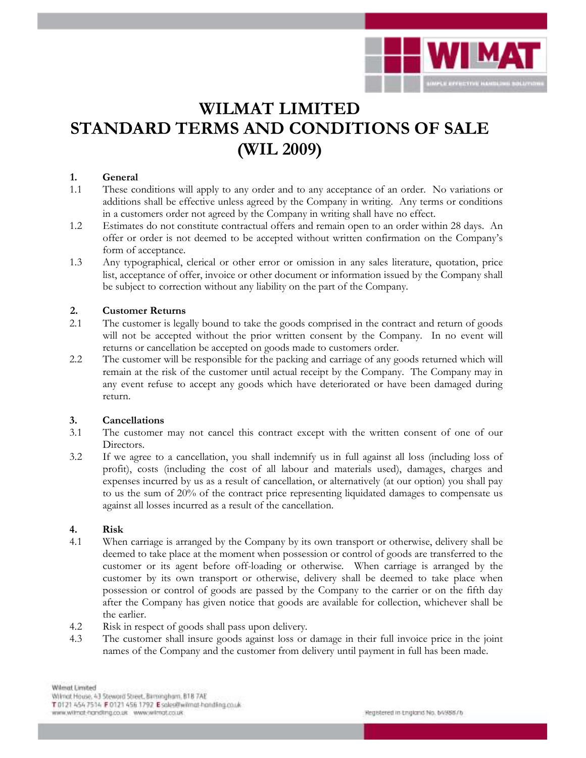# WILMAT LIMITED
# STANDARD TERMS AND CONDITIONS OF SALE
# (WIL 2009)

## 1. General

1.1 These conditions will apply to any order and to any acceptance of an order. No variations or additions shall be effective unless agreed by the Company in writing. Any terms or conditions in a customers order not agreed by the Company in writing shall have no effect.

1.2 Estimates do not constitute contractual offers and remain open to an order within 28 days. An offer or order is not deemed to be accepted without written confirmation on the Company's form of acceptance.

1.3 Any typographical, clerical or other error or omission in any sales literature, quotation, price list, acceptance of offer, invoice or other document or information issued by the Company shall be subject to correction without any liability on the part of the Company.

## 2. Customer Returns

2.1 The customer is legally bound to take the goods comprised in the contract and return of goods will not be accepted without the prior written consent by the Company. In no event will returns or cancellation be accepted on goods made to customers order.

2.2 The customer will be responsible for the packing and carriage of any goods returned which will remain at the risk of the customer until actual receipt by the Company. The Company may in any event refuse to accept any goods which have deteriorated or have been damaged during return.

## 3. Cancellations

3.1 The customer may not cancel this contract except with the written consent of one of our Directors.

3.2 If we agree to a cancellation, you shall indemnify us in full against all loss (including loss of profit), costs (including the cost of all labour and materials used), damages, charges and expenses incurred by us as a result of cancellation, or alternatively (at our option) you shall pay to us the sum of 20% of the contract price representing liquidated damages to compensate us against all losses incurred as a result of the cancellation.

## 4. Risk

4.1 When carriage is arranged by the Company by its own transport or otherwise, delivery shall be deemed to take place at the moment when possession or control of goods are transferred to the customer or its agent before off-loading or otherwise. When carriage is arranged by the customer by its own transport or otherwise, delivery shall be deemed to take place when possession or control of goods are passed by the Company to the carrier or on the fifth day after the Company has given notice that goods are available for collection, whichever shall be the earlier.

4.2 Risk in respect of goods shall pass upon delivery.

4.3 The customer shall insure goods against loss or damage in their full invoice price in the joint names of the Company and the customer from delivery until payment in full has been made.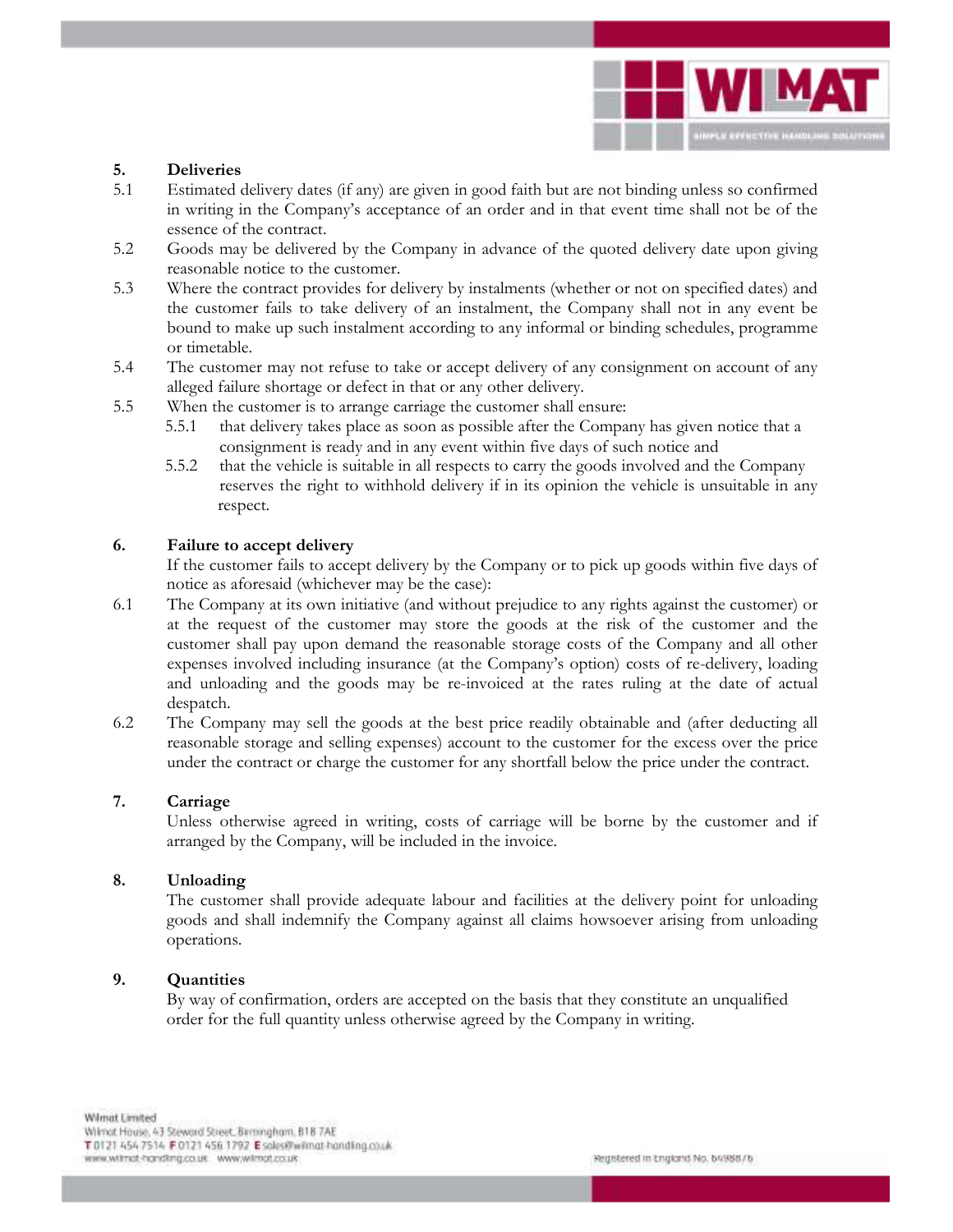## 5. Deliveries

5.1 Estimated delivery dates (if any) are given in good faith but are not binding unless so confirmed in writing in the Company's acceptance of an order and in that event time shall not be of the essence of the contract.

5.2 Goods may be delivered by the Company in advance of the quoted delivery date upon giving reasonable notice to the customer.

5.3 Where the contract provides for delivery by instalments (whether or not on specified dates) and the customer fails to take delivery of an instalment, the Company shall not in any event be bound to make up such instalment according to any informal or binding schedules, programme or timetable.

5.4 The customer may not refuse to take or accept delivery of any consignment on account of any alleged failure shortage or defect in that or any other delivery.

5.5 When the customer is to arrange carriage the customer shall ensure:

5.5.1 that delivery takes place as soon as possible after the Company has given notice that a consignment is ready and in any event within five days of such notice and

5.5.2 that the vehicle is suitable in all respects to carry the goods involved and the Company reserves the right to withhold delivery if in its opinion the vehicle is unsuitable in any respect.

## 6. Failure to accept delivery

If the customer fails to accept delivery by the Company or to pick up goods within five days of notice as aforesaid (whichever may be the case):

6.1 The Company at its own initiative (and without prejudice to any rights against the customer) or at the request of the customer may store the goods at the risk of the customer and the customer shall pay upon demand the reasonable storage costs of the Company and all other expenses involved including insurance (at the Company's option) costs of re-delivery, loading and unloading and the goods may be re-invoiced at the rates ruling at the date of actual despatch.

6.2 The Company may sell the goods at the best price readily obtainable and (after deducting all reasonable storage and selling expenses) account to the customer for the excess over the price under the contract or charge the customer for any shortfall below the price under the contract.

## 7. Carriage

Unless otherwise agreed in writing, costs of carriage will be borne by the customer and if arranged by the Company, will be included in the invoice.

## 8. Unloading

The customer shall provide adequate labour and facilities at the delivery point for unloading goods and shall indemnify the Company against all claims howsoever arising from unloading operations.

## 9. Quantities

By way of confirmation, orders are accepted on the basis that they constitute an unqualified order for the full quantity unless otherwise agreed by the Company in writing.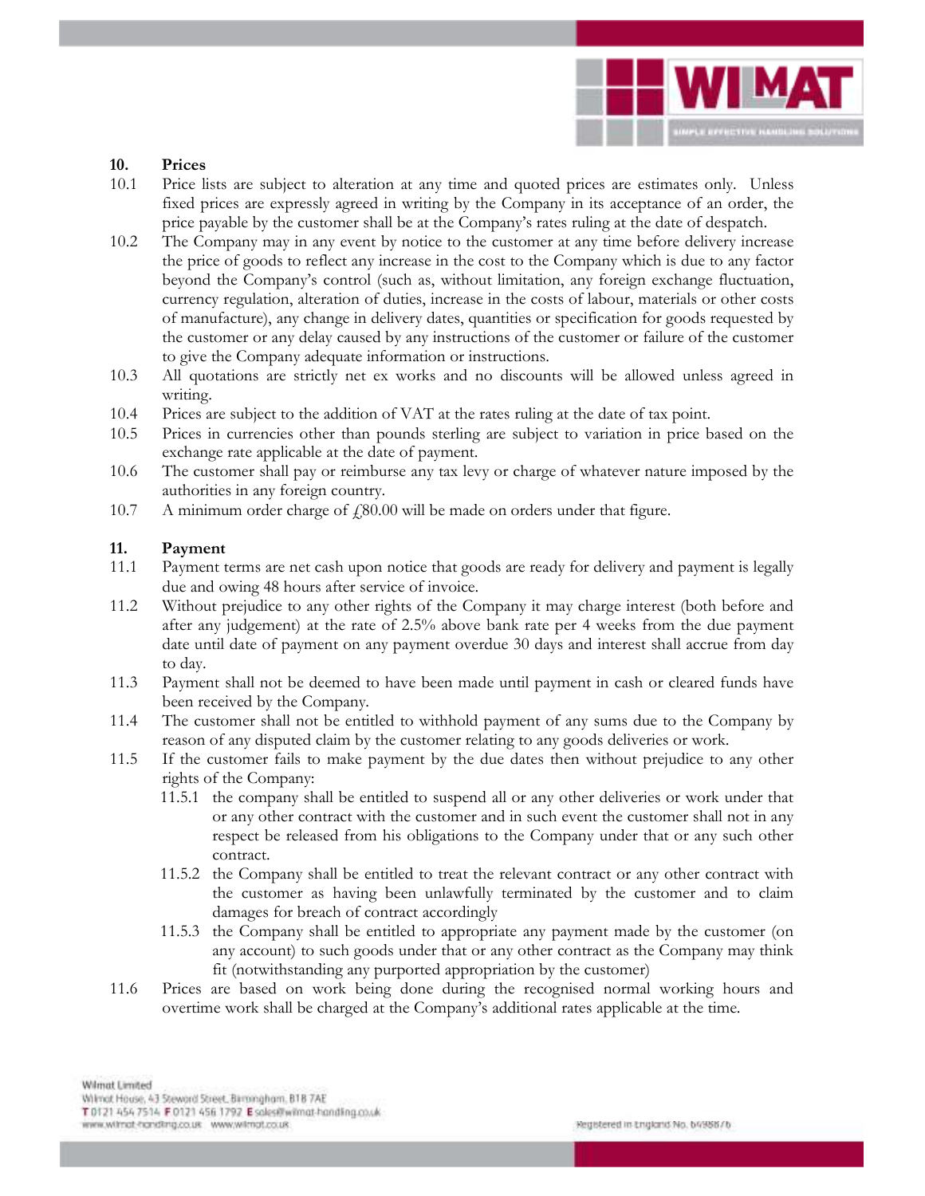## 10. Prices

10.1 Price lists are subject to alteration at any time and quoted prices are estimates only. Unless fixed prices are expressly agreed in writing by the Company in its acceptance of an order, the price payable by the customer shall be at the Company's rates ruling at the date of despatch.

10.2 The Company may in any event by notice to the customer at any time before delivery increase the price of goods to reflect any increase in the cost to the Company which is due to any factor beyond the Company's control (such as, without limitation, any foreign exchange fluctuation, currency regulation, alteration of duties, increase in the costs of labour, materials or other costs of manufacture), any change in delivery dates, quantities or specification for goods requested by the customer or any delay caused by any instructions of the customer or failure of the customer to give the Company adequate information or instructions.

10.3 All quotations are strictly net ex works and no discounts will be allowed unless agreed in writing.

10.4 Prices are subject to the addition of VAT at the rates ruling at the date of tax point.

10.5 Prices in currencies other than pounds sterling are subject to variation in price based on the exchange rate applicable at the date of payment.

10.6 The customer shall pay or reimburse any tax levy or charge of whatever nature imposed by the authorities in any foreign country.

10.7 A minimum order charge of £80.00 will be made on orders under that figure.

## 11. Payment

11.1 Payment terms are net cash upon notice that goods are ready for delivery and payment is legally due and owing 48 hours after service of invoice.

11.2 Without prejudice to any other rights of the Company it may charge interest (both before and after any judgement) at the rate of 2.5% above bank rate per 4 weeks from the due payment date until date of payment on any payment overdue 30 days and interest shall accrue from day to day.

11.3 Payment shall not be deemed to have been made until payment in cash or cleared funds have been received by the Company.

11.4 The customer shall not be entitled to withhold payment of any sums due to the Company by reason of any disputed claim by the customer relating to any goods deliveries or work.

11.5 If the customer fails to make payment by the due dates then without prejudice to any other rights of the Company:

- 11.5.1 the company shall be entitled to suspend all or any other deliveries or work under that or any other contract with the customer and in such event the customer shall not in any respect be released from his obligations to the Company under that or any such other contract.
- 11.5.2 the Company shall be entitled to treat the relevant contract or any other contract with the customer as having been unlawfully terminated by the customer and to claim damages for breach of contract accordingly
- 11.5.3 the Company shall be entitled to appropriate any payment made by the customer (on any account) to such goods under that or any other contract as the Company may think fit (notwithstanding any purported appropriation by the customer)

11.6 Prices are based on work being done during the recognised normal working hours and overtime work shall be charged at the Company's additional rates applicable at the time.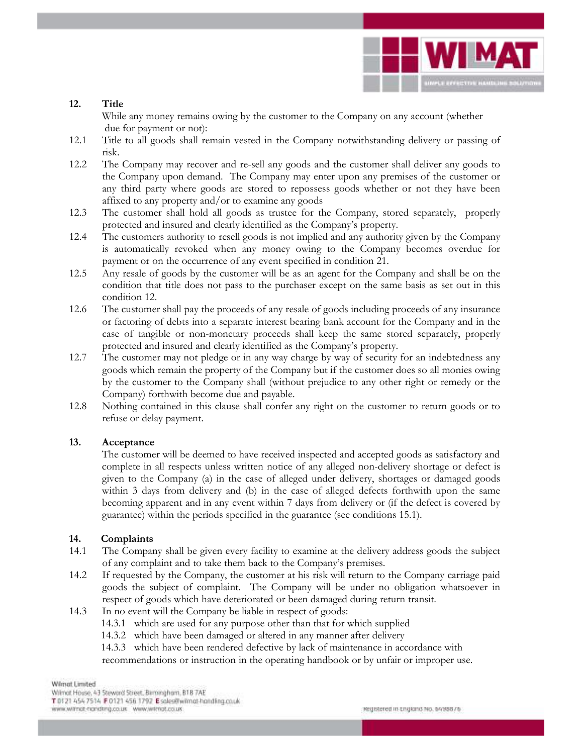## 12. Title

While any money remains owing by the customer to the Company on any account (whether due for payment or not):

12.1 Title to all goods shall remain vested in the Company notwithstanding delivery or passing of risk.

12.2 The Company may recover and re-sell any goods and the customer shall deliver any goods to the Company upon demand. The Company may enter upon any premises of the customer or any third party where goods are stored to repossess goods whether or not they have been affixed to any property and/or to examine any goods

12.3 The customer shall hold all goods as trustee for the Company, stored separately, properly protected and insured and clearly identified as the Company's property.

12.4 The customers authority to resell goods is not implied and any authority given by the Company is automatically revoked when any money owing to the Company becomes overdue for payment or on the occurrence of any event specified in condition 21.

12.5 Any resale of goods by the customer will be as an agent for the Company and shall be on the condition that title does not pass to the purchaser except on the same basis as set out in this condition 12.

12.6 The customer shall pay the proceeds of any resale of goods including proceeds of any insurance or factoring of debts into a separate interest bearing bank account for the Company and in the case of tangible or non-monetary proceeds shall keep the same stored separately, properly protected and insured and clearly identified as the Company's property.

12.7 The customer may not pledge or in any way charge by way of security for an indebtedness any goods which remain the property of the Company but if the customer does so all monies owing by the customer to the Company shall (without prejudice to any other right or remedy or the Company) forthwith become due and payable.

12.8 Nothing contained in this clause shall confer any right on the customer to return goods or to refuse or delay payment.

## 13. Acceptance

The customer will be deemed to have received inspected and accepted goods as satisfactory and complete in all respects unless written notice of any alleged non-delivery shortage or defect is given to the Company (a) in the case of alleged under delivery, shortages or damaged goods within 3 days from delivery and (b) in the case of alleged defects forthwith upon the same becoming apparent and in any event within 7 days from delivery or (if the defect is covered by guarantee) within the periods specified in the guarantee (see conditions 15.1).

## 14. Complaints

14.1 The Company shall be given every facility to examine at the delivery address goods the subject of any complaint and to take them back to the Company's premises.

14.2 If requested by the Company, the customer at his risk will return to the Company carriage paid goods the subject of complaint. The Company will be under no obligation whatsoever in respect of goods which have deteriorated or been damaged during return transit.

14.3 In no event will the Company be liable in respect of goods:

14.3.1 which are used for any purpose other than that for which supplied

14.3.2 which have been damaged or altered in any manner after delivery

14.3.3 which have been rendered defective by lack of maintenance in accordance with recommendations or instruction in the operating handbook or by unfair or improper use.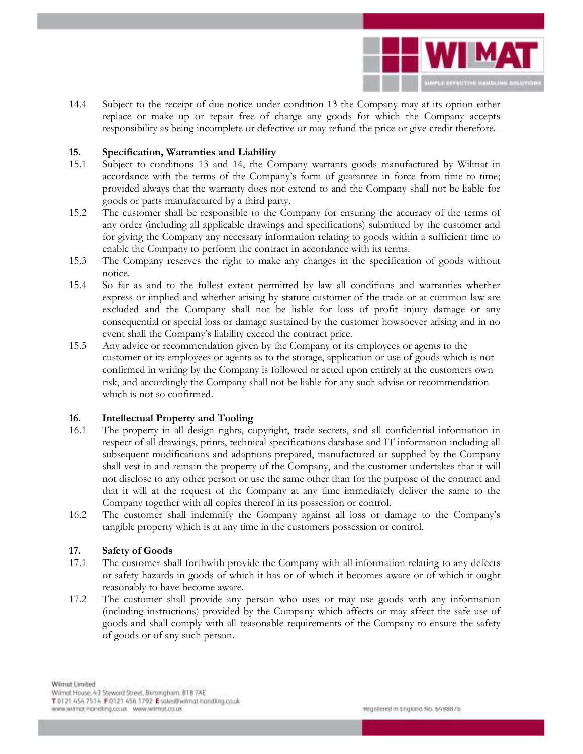14.4 Subject to the receipt of due notice under condition 13 the Company may at its option either replace or make up or repair free of charge any goods for which the Company accepts responsibility as being incomplete or defective or may refund the price or give credit therefore.

**15. Specification, Warranties and Liability**

15.1 Subject to conditions 13 and 14, the Company warrants goods manufactured by Wilmat in accordance with the terms of the Company's form of guarantee in force from time to time; provided always that the warranty does not extend to and the Company shall not be liable for goods or parts manufactured by a third party.

15.2 The customer shall be responsible to the Company for ensuring the accuracy of the terms of any order (including all applicable drawings and specifications) submitted by the customer and for giving the Company any necessary information relating to goods within a sufficient time to enable the Company to perform the contract in accordance with its terms.

15.3 The Company reserves the right to make any changes in the specification of goods without notice.

15.4 So far as and to the fullest extent permitted by law all conditions and warranties whether express or implied and whether arising by statute customer of the trade or at common law are excluded and the Company shall not be liable for loss of profit injury damage or any consequential or special loss or damage sustained by the customer howsoever arising and in no event shall the Company's liability exceed the contract price.

15.5 Any advice or recommendation given by the Company or its employees or agents to the customer or its employees or agents as to the storage, application or use of goods which is not confirmed in writing by the Company is followed or acted upon entirely at the customers own risk, and accordingly the Company shall not be liable for any such advise or recommendation which is not so confirmed.

**16. Intellectual Property and Tooling**

16.1 The property in all design rights, copyright, trade secrets, and all confidential information in respect of all drawings, prints, technical specifications database and IT information including all subsequent modifications and adaptions prepared, manufactured or supplied by the Company shall vest in and remain the property of the Company, and the customer undertakes that it will not disclose to any other person or use the same other than for the purpose of the contract and that it will at the request of the Company at any time immediately deliver the same to the Company together with all copies thereof in its possession or control.

16.2 The customer shall indemnify the Company against all loss or damage to the Company's tangible property which is at any time in the customers possession or control.

**17. Safety of Goods**

17.1 The customer shall forthwith provide the Company with all information relating to any defects or safety hazards in goods of which it has or of which it becomes aware or of which it ought reasonably to have become aware.

17.2 The customer shall provide any person who uses or may use goods with any information (including instructions) provided by the Company which affects or may affect the safe use of goods and shall comply with all reasonable requirements of the Company to ensure the safety of goods or of any such person.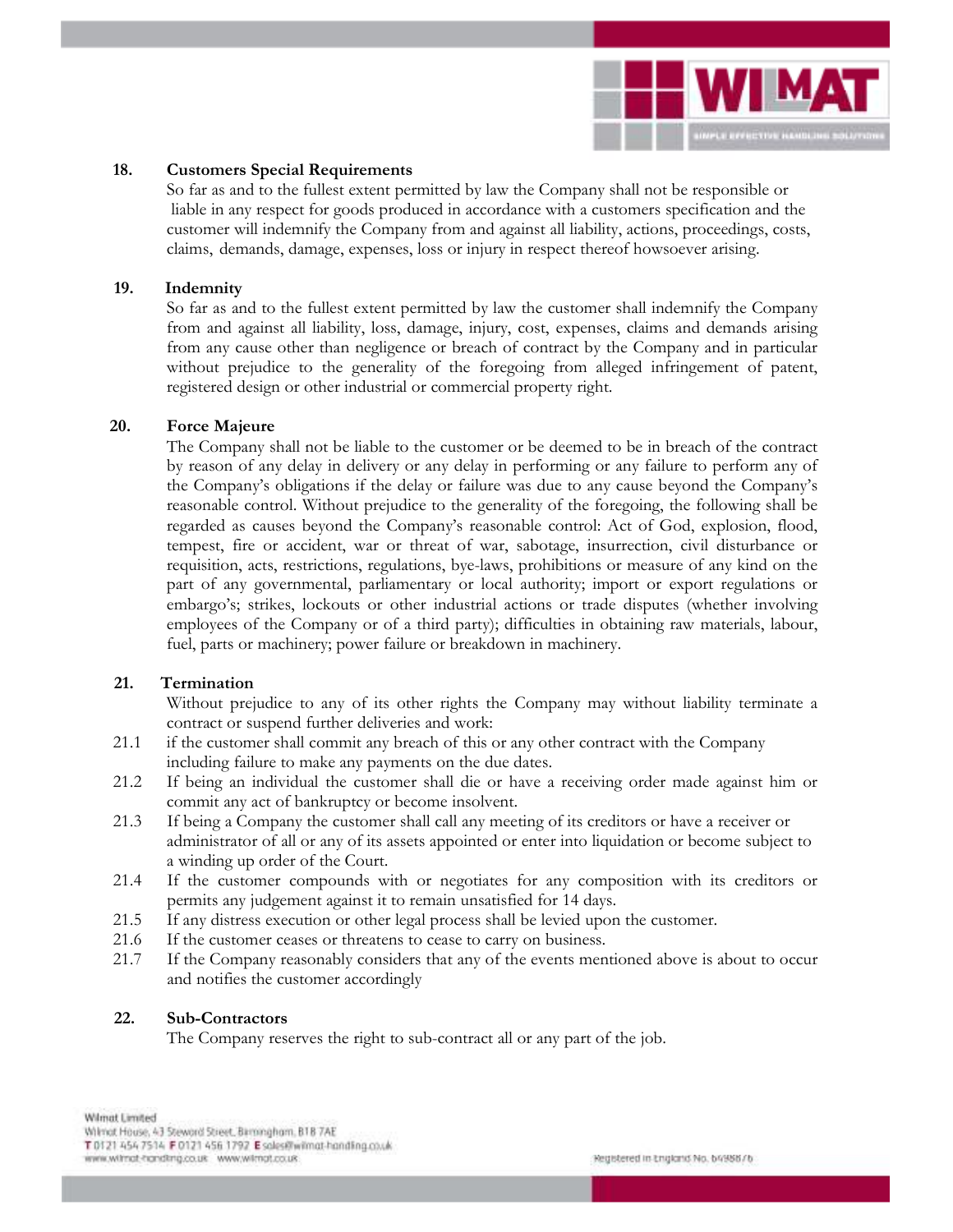## 18. Customers Special Requirements

So far as and to the fullest extent permitted by law the Company shall not be responsible or liable in any respect for goods produced in accordance with a customers specification and the customer will indemnify the Company from and against all liability, actions, proceedings, costs, claims, demands, damage, expenses, loss or injury in respect thereof howsoever arising.

## 19. Indemnity

So far as and to the fullest extent permitted by law the customer shall indemnify the Company from and against all liability, loss, damage, injury, cost, expenses, claims and demands arising from any cause other than negligence or breach of contract by the Company and in particular without prejudice to the generality of the foregoing from alleged infringement of patent, registered design or other industrial or commercial property right.

## 20. Force Majeure

The Company shall not be liable to the customer or be deemed to be in breach of the contract by reason of any delay in delivery or any delay in performing or any failure to perform any of the Company's obligations if the delay or failure was due to any cause beyond the Company's reasonable control. Without prejudice to the generality of the foregoing, the following shall be regarded as causes beyond the Company's reasonable control: Act of God, explosion, flood, tempest, fire or accident, war or threat of war, sabotage, insurrection, civil disturbance or requisition, acts, restrictions, regulations, bye-laws, prohibitions or measure of any kind on the part of any governmental, parliamentary or local authority; import or export regulations or embargo's; strikes, lockouts or other industrial actions or trade disputes (whether involving employees of the Company or of a third party); difficulties in obtaining raw materials, labour, fuel, parts or machinery; power failure or breakdown in machinery.

## 21. Termination

Without prejudice to any of its other rights the Company may without liability terminate a contract or suspend further deliveries and work:

21.1 if the customer shall commit any breach of this or any other contract with the Company including failure to make any payments on the due dates.

21.2 If being an individual the customer shall die or have a receiving order made against him or commit any act of bankruptcy or become insolvent.

21.3 If being a Company the customer shall call any meeting of its creditors or have a receiver or administrator of all or any of its assets appointed or enter into liquidation or become subject to a winding up order of the Court.

21.4 If the customer compounds with or negotiates for any composition with its creditors or permits any judgement against it to remain unsatisfied for 14 days.

21.5 If any distress execution or other legal process shall be levied upon the customer.

21.6 If the customer ceases or threatens to cease to carry on business.

21.7 If the Company reasonably considers that any of the events mentioned above is about to occur and notifies the customer accordingly

## 22. Sub-Contractors

The Company reserves the right to sub-contract all or any part of the job.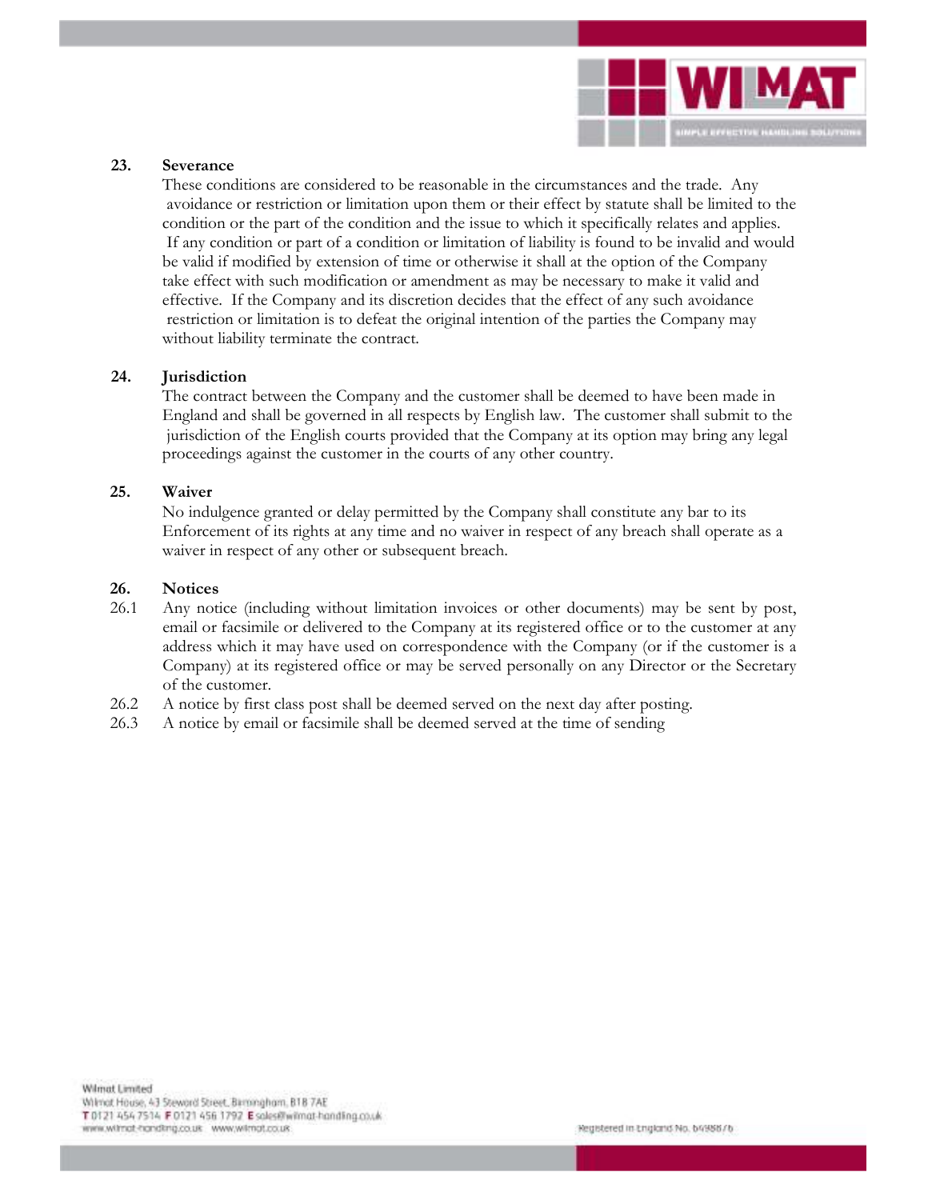## 23. Severance

These conditions are considered to be reasonable in the circumstances and the trade. Any avoidance or restriction or limitation upon them or their effect by statute shall be limited to the condition or the part of the condition and the issue to which it specifically relates and applies. If any condition or part of a condition or limitation of liability is found to be invalid and would be valid if modified by extension of time or otherwise it shall at the option of the Company take effect with such modification or amendment as may be necessary to make it valid and effective. If the Company and its discretion decides that the effect of any such avoidance restriction or limitation is to defeat the original intention of the parties the Company may without liability terminate the contract.

## 24. Jurisdiction

The contract between the Company and the customer shall be deemed to have been made in England and shall be governed in all respects by English law. The customer shall submit to the jurisdiction of the English courts provided that the Company at its option may bring any legal proceedings against the customer in the courts of any other country.

## 25. Waiver

No indulgence granted or delay permitted by the Company shall constitute any bar to its Enforcement of its rights at any time and no waiver in respect of any breach shall operate as a waiver in respect of any other or subsequent breach.

## 26. Notices

26.1 Any notice (including without limitation invoices or other documents) may be sent by post, email or facsimile or delivered to the Company at its registered office or to the customer at any address which it may have used on correspondence with the Company (or if the customer is a Company) at its registered office or may be served personally on any Director or the Secretary of the customer.

26.2 A notice by first class post shall be deemed served on the next day after posting.

26.3 A notice by email or facsimile shall be deemed served at the time of sending